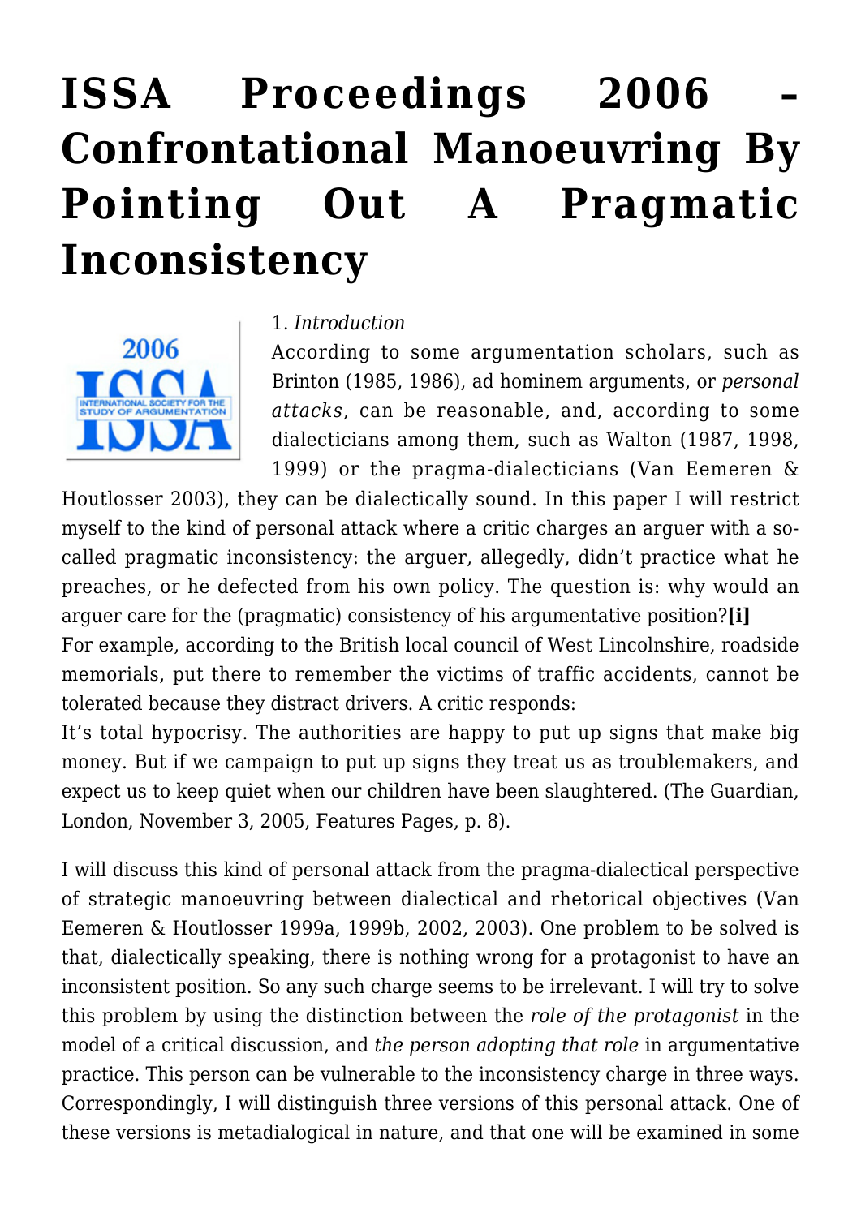# ISSA Proceedings 2006 – Confrontational Manoeuvring By Pointing Out A Pragmatic Inconsistency

1. *Introduction*

According to some argumentation scholars, such as Brinton (1985, 1986), ad hominem arguments, or *personal attacks*, can be reasonable, and, according to some dialecticians among them, such as Walton (1987, 1998, 1999) or the pragma-dialecticians (Van Eemeren & Houtlosser 2003), they can be dialectically sound. In this paper I will restrict myself to the kind of personal attack where a critic charges an arguer with a so-called pragmatic inconsistency: the arguer, allegedly, didn't practice what he preaches, or he defected from his own policy. The question is: why would an arguer care for the (pragmatic) consistency of his argumentative position?**[i]**

For example, according to the British local council of West Lincolnshire, roadside memorials, put there to remember the victims of traffic accidents, cannot be tolerated because they distract drivers. A critic responds:

It's total hypocrisy. The authorities are happy to put up signs that make big money. But if we campaign to put up signs they treat us as troublemakers, and expect us to keep quiet when our children have been slaughtered. (The Guardian, London, November 3, 2005, Features Pages, p. 8).

I will discuss this kind of personal attack from the pragma-dialectical perspective of strategic manoeuvring between dialectical and rhetorical objectives (Van Eemeren & Houtlosser 1999a, 1999b, 2002, 2003). One problem to be solved is that, dialectically speaking, there is nothing wrong for a protagonist to have an inconsistent position. So any such charge seems to be irrelevant. I will try to solve this problem by using the distinction between the *role of the protagonist* in the model of a critical discussion, and *the person adopting that role* in argumentative practice. This person can be vulnerable to the inconsistency charge in three ways. Correspondingly, I will distinguish three versions of this personal attack. One of these versions is metadialogical in nature, and that one will be examined in some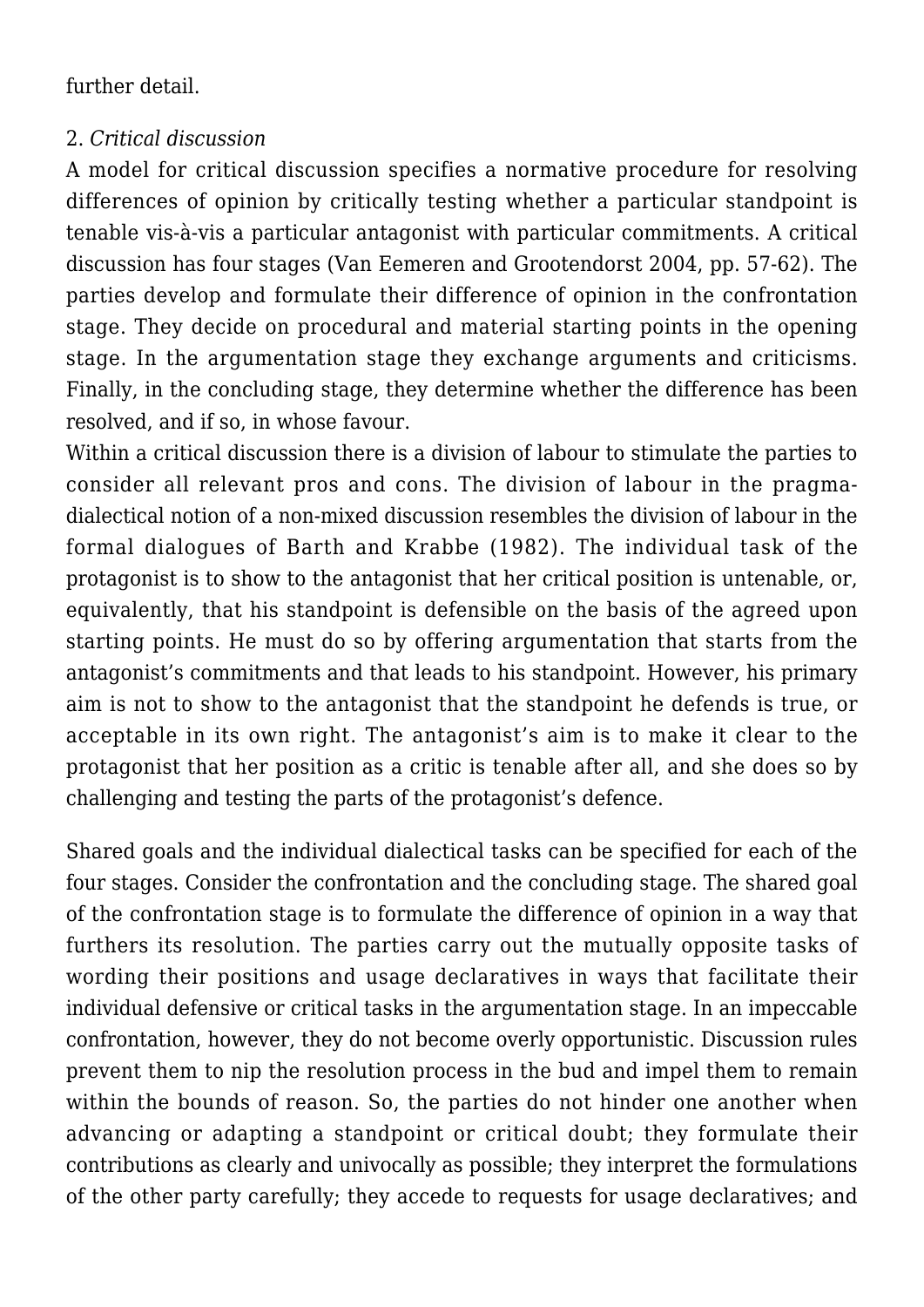further detail.

## 2. *Critical discussion*

A model for critical discussion specifies a normative procedure for resolving differences of opinion by critically testing whether a particular standpoint is tenable vis-à-vis a particular antagonist with particular commitments. A critical discussion has four stages (Van Eemeren and Grootendorst 2004, pp. 57-62). The parties develop and formulate their difference of opinion in the confrontation stage. They decide on procedural and material starting points in the opening stage. In the argumentation stage they exchange arguments and criticisms. Finally, in the concluding stage, they determine whether the difference has been resolved, and if so, in whose favour.

Within a critical discussion there is a division of labour to stimulate the parties to consider all relevant pros and cons. The division of labour in the pragma-dialectical notion of a non-mixed discussion resembles the division of labour in the formal dialogues of Barth and Krabbe (1982). The individual task of the protagonist is to show to the antagonist that her critical position is untenable, or, equivalently, that his standpoint is defensible on the basis of the agreed upon starting points. He must do so by offering argumentation that starts from the antagonist's commitments and that leads to his standpoint. However, his primary aim is not to show to the antagonist that the standpoint he defends is true, or acceptable in its own right. The antagonist's aim is to make it clear to the protagonist that her position as a critic is tenable after all, and she does so by challenging and testing the parts of the protagonist's defence.

Shared goals and the individual dialectical tasks can be specified for each of the four stages. Consider the confrontation and the concluding stage. The shared goal of the confrontation stage is to formulate the difference of opinion in a way that furthers its resolution. The parties carry out the mutually opposite tasks of wording their positions and usage declaratives in ways that facilitate their individual defensive or critical tasks in the argumentation stage. In an impeccable confrontation, however, they do not become overly opportunistic. Discussion rules prevent them to nip the resolution process in the bud and impel them to remain within the bounds of reason. So, the parties do not hinder one another when advancing or adapting a standpoint or critical doubt; they formulate their contributions as clearly and univocally as possible; they interpret the formulations of the other party carefully; they accede to requests for usage declaratives; and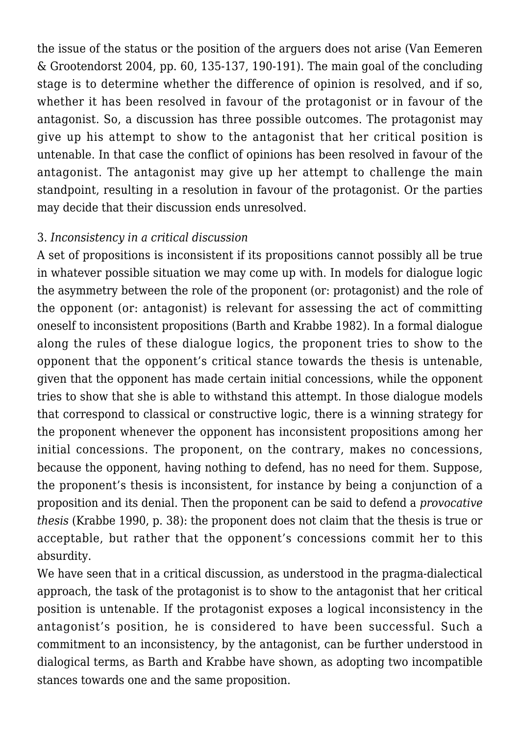the issue of the status or the position of the arguers does not arise (Van Eemeren & Grootendorst 2004, pp. 60, 135-137, 190-191). The main goal of the concluding stage is to determine whether the difference of opinion is resolved, and if so, whether it has been resolved in favour of the protagonist or in favour of the antagonist. So, a discussion has three possible outcomes. The protagonist may give up his attempt to show to the antagonist that her critical position is untenable. In that case the conflict of opinions has been resolved in favour of the antagonist. The antagonist may give up her attempt to challenge the main standpoint, resulting in a resolution in favour of the protagonist. Or the parties may decide that their discussion ends unresolved.

### 3. *Inconsistency in a critical discussion*

A set of propositions is inconsistent if its propositions cannot possibly all be true in whatever possible situation we may come up with. In models for dialogue logic the asymmetry between the role of the proponent (or: protagonist) and the role of the opponent (or: antagonist) is relevant for assessing the act of committing oneself to inconsistent propositions (Barth and Krabbe 1982). In a formal dialogue along the rules of these dialogue logics, the proponent tries to show to the opponent that the opponent's critical stance towards the thesis is untenable, given that the opponent has made certain initial concessions, while the opponent tries to show that she is able to withstand this attempt. In those dialogue models that correspond to classical or constructive logic, there is a winning strategy for the proponent whenever the opponent has inconsistent propositions among her initial concessions. The proponent, on the contrary, makes no concessions, because the opponent, having nothing to defend, has no need for them. Suppose, the proponent's thesis is inconsistent, for instance by being a conjunction of a proposition and its denial. Then the proponent can be said to defend a *provocative thesis* (Krabbe 1990, p. 38): the proponent does not claim that the thesis is true or acceptable, but rather that the opponent's concessions commit her to this absurdity.

We have seen that in a critical discussion, as understood in the pragma-dialectical approach, the task of the protagonist is to show to the antagonist that her critical position is untenable. If the protagonist exposes a logical inconsistency in the antagonist's position, he is considered to have been successful. Such a commitment to an inconsistency, by the antagonist, can be further understood in dialogical terms, as Barth and Krabbe have shown, as adopting two incompatible stances towards one and the same proposition.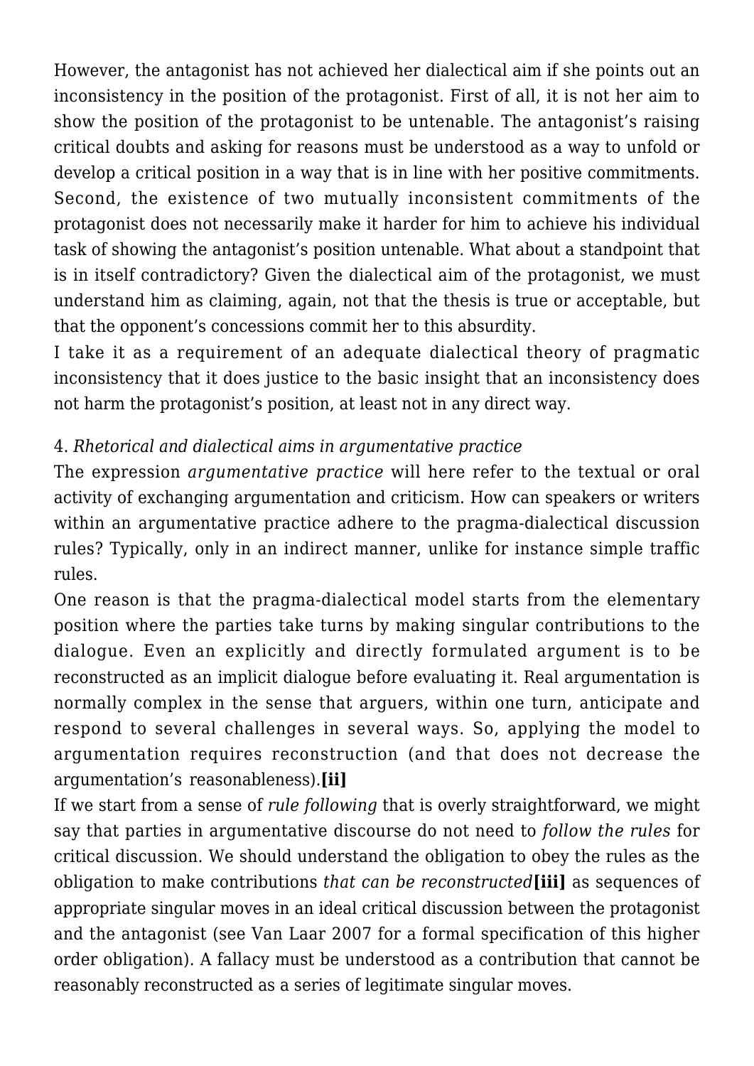However, the antagonist has not achieved her dialectical aim if she points out an inconsistency in the position of the protagonist. First of all, it is not her aim to show the position of the protagonist to be untenable. The antagonist's raising critical doubts and asking for reasons must be understood as a way to unfold or develop a critical position in a way that is in line with her positive commitments. Second, the existence of two mutually inconsistent commitments of the protagonist does not necessarily make it harder for him to achieve his individual task of showing the antagonist's position untenable. What about a standpoint that is in itself contradictory? Given the dialectical aim of the protagonist, we must understand him as claiming, again, not that the thesis is true or acceptable, but that the opponent's concessions commit her to this absurdity.

I take it as a requirement of an adequate dialectical theory of pragmatic inconsistency that it does justice to the basic insight that an inconsistency does not harm the protagonist's position, at least not in any direct way.

### 4. *Rhetorical and dialectical aims in argumentative practice*

The expression *argumentative practice* will here refer to the textual or oral activity of exchanging argumentation and criticism. How can speakers or writers within an argumentative practice adhere to the pragma-dialectical discussion rules? Typically, only in an indirect manner, unlike for instance simple traffic rules.

One reason is that the pragma-dialectical model starts from the elementary position where the parties take turns by making singular contributions to the dialogue. Even an explicitly and directly formulated argument is to be reconstructed as an implicit dialogue before evaluating it. Real argumentation is normally complex in the sense that arguers, within one turn, anticipate and respond to several challenges in several ways. So, applying the model to argumentation requires reconstruction (and that does not decrease the argumentation's reasonableness).**[ii]**

If we start from a sense of *rule following* that is overly straightforward, we might say that parties in argumentative discourse do not need to *follow the rules* for critical discussion. We should understand the obligation to obey the rules as the obligation to make contributions *that can be reconstructed***[iii]** as sequences of appropriate singular moves in an ideal critical discussion between the protagonist and the antagonist (see Van Laar 2007 for a formal specification of this higher order obligation). A fallacy must be understood as a contribution that cannot be reasonably reconstructed as a series of legitimate singular moves.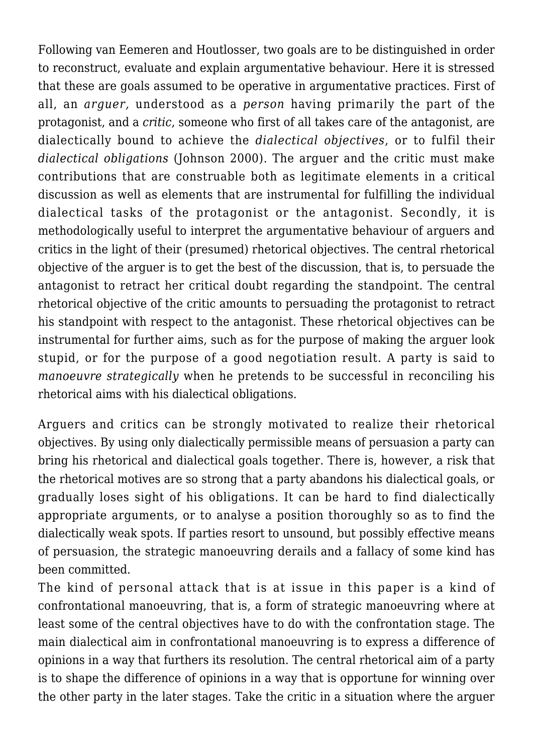Following van Eemeren and Houtlosser, two goals are to be distinguished in order to reconstruct, evaluate and explain argumentative behaviour. Here it is stressed that these are goals assumed to be operative in argumentative practices. First of all, an *arguer,* understood as a *person* having primarily the part of the protagonist, and a *critic*, someone who first of all takes care of the antagonist, are dialectically bound to achieve the *dialectical objectives*, or to fulfil their *dialectical obligations* (Johnson 2000). The arguer and the critic must make contributions that are construable both as legitimate elements in a critical discussion as well as elements that are instrumental for fulfilling the individual dialectical tasks of the protagonist or the antagonist. Secondly, it is methodologically useful to interpret the argumentative behaviour of arguers and critics in the light of their (presumed) rhetorical objectives. The central rhetorical objective of the arguer is to get the best of the discussion, that is, to persuade the antagonist to retract her critical doubt regarding the standpoint. The central rhetorical objective of the critic amounts to persuading the protagonist to retract his standpoint with respect to the antagonist. These rhetorical objectives can be instrumental for further aims, such as for the purpose of making the arguer look stupid, or for the purpose of a good negotiation result. A party is said to *manoeuvre strategically* when he pretends to be successful in reconciling his rhetorical aims with his dialectical obligations.

Arguers and critics can be strongly motivated to realize their rhetorical objectives. By using only dialectically permissible means of persuasion a party can bring his rhetorical and dialectical goals together. There is, however, a risk that the rhetorical motives are so strong that a party abandons his dialectical goals, or gradually loses sight of his obligations. It can be hard to find dialectically appropriate arguments, or to analyse a position thoroughly so as to find the dialectically weak spots. If parties resort to unsound, but possibly effective means of persuasion, the strategic manoeuvring derails and a fallacy of some kind has been committed.

The kind of personal attack that is at issue in this paper is a kind of confrontational manoeuvring, that is, a form of strategic manoeuvring where at least some of the central objectives have to do with the confrontation stage. The main dialectical aim in confrontational manoeuvring is to express a difference of opinions in a way that furthers its resolution. The central rhetorical aim of a party is to shape the difference of opinions in a way that is opportune for winning over the other party in the later stages. Take the critic in a situation where the arguer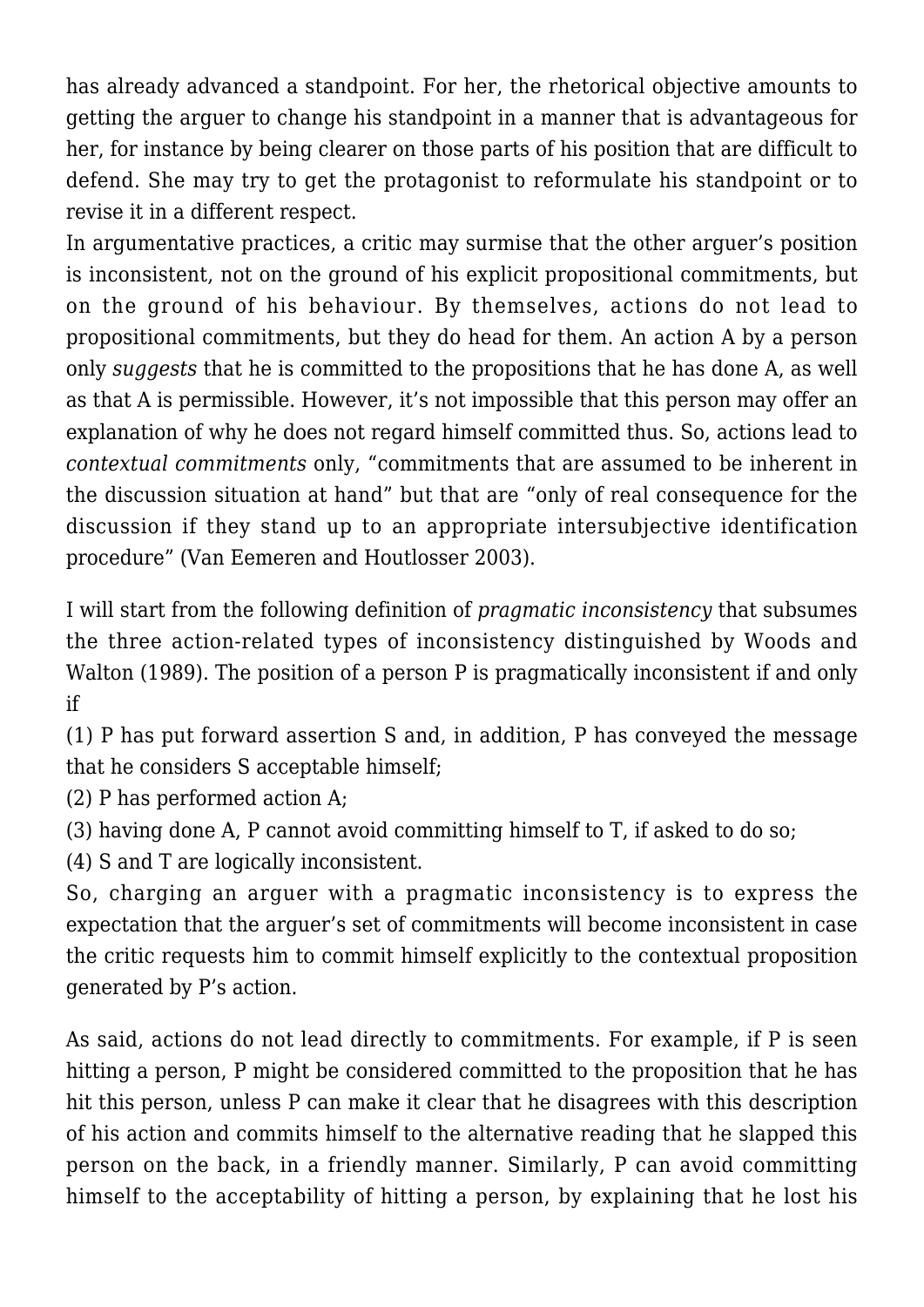has already advanced a standpoint. For her, the rhetorical objective amounts to getting the arguer to change his standpoint in a manner that is advantageous for her, for instance by being clearer on those parts of his position that are difficult to defend. She may try to get the protagonist to reformulate his standpoint or to revise it in a different respect.
In argumentative practices, a critic may surmise that the other arguer's position is inconsistent, not on the ground of his explicit propositional commitments, but on the ground of his behaviour. By themselves, actions do not lead to propositional commitments, but they do head for them. An action A by a person only *suggests* that he is committed to the propositions that he has done A, as well as that A is permissible. However, it's not impossible that this person may offer an explanation of why he does not regard himself committed thus. So, actions lead to *contextual commitments* only, "commitments that are assumed to be inherent in the discussion situation at hand" but that are "only of real consequence for the discussion if they stand up to an appropriate intersubjective identification procedure" (Van Eemeren and Houtlosser 2003).

I will start from the following definition of *pragmatic inconsistency* that subsumes the three action-related types of inconsistency distinguished by Woods and Walton (1989). The position of a person P is pragmatically inconsistent if and only if
(1) P has put forward assertion S and, in addition, P has conveyed the message that he considers S acceptable himself;
(2) P has performed action A;
(3) having done A, P cannot avoid committing himself to T, if asked to do so;
(4) S and T are logically inconsistent.
So, charging an arguer with a pragmatic inconsistency is to express the expectation that the arguer's set of commitments will become inconsistent in case the critic requests him to commit himself explicitly to the contextual proposition generated by P's action.

As said, actions do not lead directly to commitments. For example, if P is seen hitting a person, P might be considered committed to the proposition that he has hit this person, unless P can make it clear that he disagrees with this description of his action and commits himself to the alternative reading that he slapped this person on the back, in a friendly manner. Similarly, P can avoid committing himself to the acceptability of hitting a person, by explaining that he lost his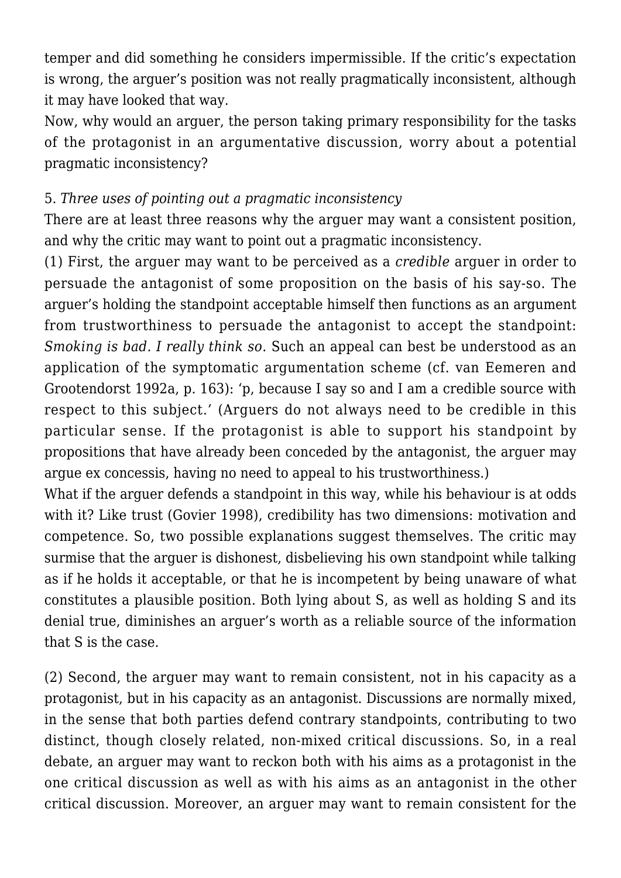temper and did something he considers impermissible. If the critic's expectation is wrong, the arguer's position was not really pragmatically inconsistent, although it may have looked that way.

Now, why would an arguer, the person taking primary responsibility for the tasks of the protagonist in an argumentative discussion, worry about a potential pragmatic inconsistency?

5. *Three uses of pointing out a pragmatic inconsistency*

There are at least three reasons why the arguer may want a consistent position, and why the critic may want to point out a pragmatic inconsistency.

(1) First, the arguer may want to be perceived as a *credible* arguer in order to persuade the antagonist of some proposition on the basis of his say-so. The arguer's holding the standpoint acceptable himself then functions as an argument from trustworthiness to persuade the antagonist to accept the standpoint: *Smoking is bad. I really think so*. Such an appeal can best be understood as an application of the symptomatic argumentation scheme (cf. van Eemeren and Grootendorst 1992a, p. 163): 'p, because I say so and I am a credible source with respect to this subject.' (Arguers do not always need to be credible in this particular sense. If the protagonist is able to support his standpoint by propositions that have already been conceded by the antagonist, the arguer may argue ex concessis, having no need to appeal to his trustworthiness.)

What if the arguer defends a standpoint in this way, while his behaviour is at odds with it? Like trust (Govier 1998), credibility has two dimensions: motivation and competence. So, two possible explanations suggest themselves. The critic may surmise that the arguer is dishonest, disbelieving his own standpoint while talking as if he holds it acceptable, or that he is incompetent by being unaware of what constitutes a plausible position. Both lying about S, as well as holding S and its denial true, diminishes an arguer's worth as a reliable source of the information that S is the case.

(2) Second, the arguer may want to remain consistent, not in his capacity as a protagonist, but in his capacity as an antagonist. Discussions are normally mixed, in the sense that both parties defend contrary standpoints, contributing to two distinct, though closely related, non-mixed critical discussions. So, in a real debate, an arguer may want to reckon both with his aims as a protagonist in the one critical discussion as well as with his aims as an antagonist in the other critical discussion. Moreover, an arguer may want to remain consistent for the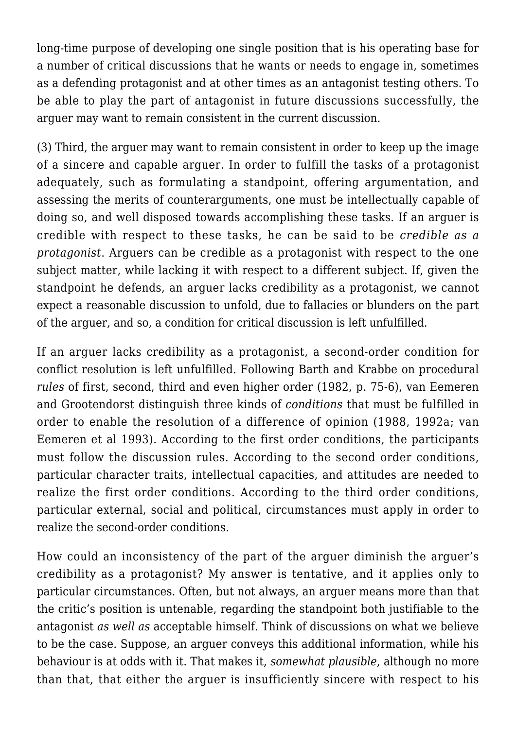long-time purpose of developing one single position that is his operating base for a number of critical discussions that he wants or needs to engage in, sometimes as a defending protagonist and at other times as an antagonist testing others. To be able to play the part of antagonist in future discussions successfully, the arguer may want to remain consistent in the current discussion.

(3) Third, the arguer may want to remain consistent in order to keep up the image of a sincere and capable arguer. In order to fulfill the tasks of a protagonist adequately, such as formulating a standpoint, offering argumentation, and assessing the merits of counterarguments, one must be intellectually capable of doing so, and well disposed towards accomplishing these tasks. If an arguer is credible with respect to these tasks, he can be said to be *credible as a protagonist*. Arguers can be credible as a protagonist with respect to the one subject matter, while lacking it with respect to a different subject. If, given the standpoint he defends, an arguer lacks credibility as a protagonist, we cannot expect a reasonable discussion to unfold, due to fallacies or blunders on the part of the arguer, and so, a condition for critical discussion is left unfulfilled.

If an arguer lacks credibility as a protagonist, a second-order condition for conflict resolution is left unfulfilled. Following Barth and Krabbe on procedural *rules* of first, second, third and even higher order (1982, p. 75-6), van Eemeren and Grootendorst distinguish three kinds of *conditions* that must be fulfilled in order to enable the resolution of a difference of opinion (1988, 1992a; van Eemeren et al 1993). According to the first order conditions, the participants must follow the discussion rules. According to the second order conditions, particular character traits, intellectual capacities, and attitudes are needed to realize the first order conditions. According to the third order conditions, particular external, social and political, circumstances must apply in order to realize the second-order conditions.

How could an inconsistency of the part of the arguer diminish the arguer's credibility as a protagonist? My answer is tentative, and it applies only to particular circumstances. Often, but not always, an arguer means more than that the critic's position is untenable, regarding the standpoint both justifiable to the antagonist *as well as* acceptable himself. Think of discussions on what we believe to be the case. Suppose, an arguer conveys this additional information, while his behaviour is at odds with it. That makes it, *somewhat plausible*, although no more than that, that either the arguer is insufficiently sincere with respect to his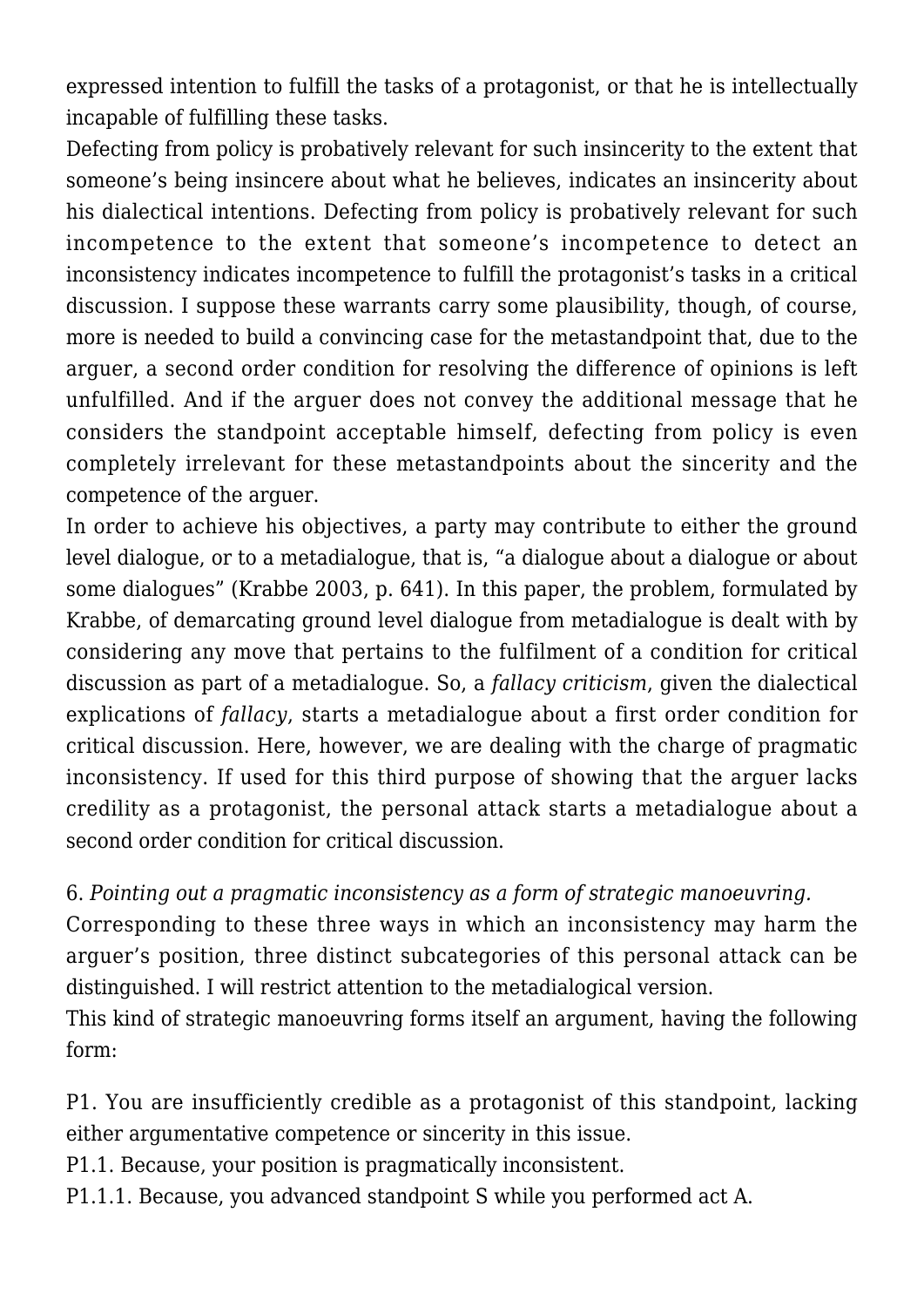expressed intention to fulfill the tasks of a protagonist, or that he is intellectually incapable of fulfilling these tasks.

Defecting from policy is probatively relevant for such insincerity to the extent that someone's being insincere about what he believes, indicates an insincerity about his dialectical intentions. Defecting from policy is probatively relevant for such incompetence to the extent that someone's incompetence to detect an inconsistency indicates incompetence to fulfill the protagonist's tasks in a critical discussion. I suppose these warrants carry some plausibility, though, of course, more is needed to build a convincing case for the metastandpoint that, due to the arguer, a second order condition for resolving the difference of opinions is left unfulfilled. And if the arguer does not convey the additional message that he considers the standpoint acceptable himself, defecting from policy is even completely irrelevant for these metastandpoints about the sincerity and the competence of the arguer.

In order to achieve his objectives, a party may contribute to either the ground level dialogue, or to a metadialogue, that is, "a dialogue about a dialogue or about some dialogues" (Krabbe 2003, p. 641). In this paper, the problem, formulated by Krabbe, of demarcating ground level dialogue from metadialogue is dealt with by considering any move that pertains to the fulfilment of a condition for critical discussion as part of a metadialogue. So, a *fallacy criticism*, given the dialectical explications of *fallacy*, starts a metadialogue about a first order condition for critical discussion. Here, however, we are dealing with the charge of pragmatic inconsistency. If used for this third purpose of showing that the arguer lacks credility as a protagonist, the personal attack starts a metadialogue about a second order condition for critical discussion.

## 6. *Pointing out a pragmatic inconsistency as a form of strategic manoeuvring.*

Corresponding to these three ways in which an inconsistency may harm the arguer's position, three distinct subcategories of this personal attack can be distinguished. I will restrict attention to the metadialogical version.

This kind of strategic manoeuvring forms itself an argument, having the following form:

P1. You are insufficiently credible as a protagonist of this standpoint, lacking either argumentative competence or sincerity in this issue.
P1.1. Because, your position is pragmatically inconsistent.
P1.1.1. Because, you advanced standpoint S while you performed act A.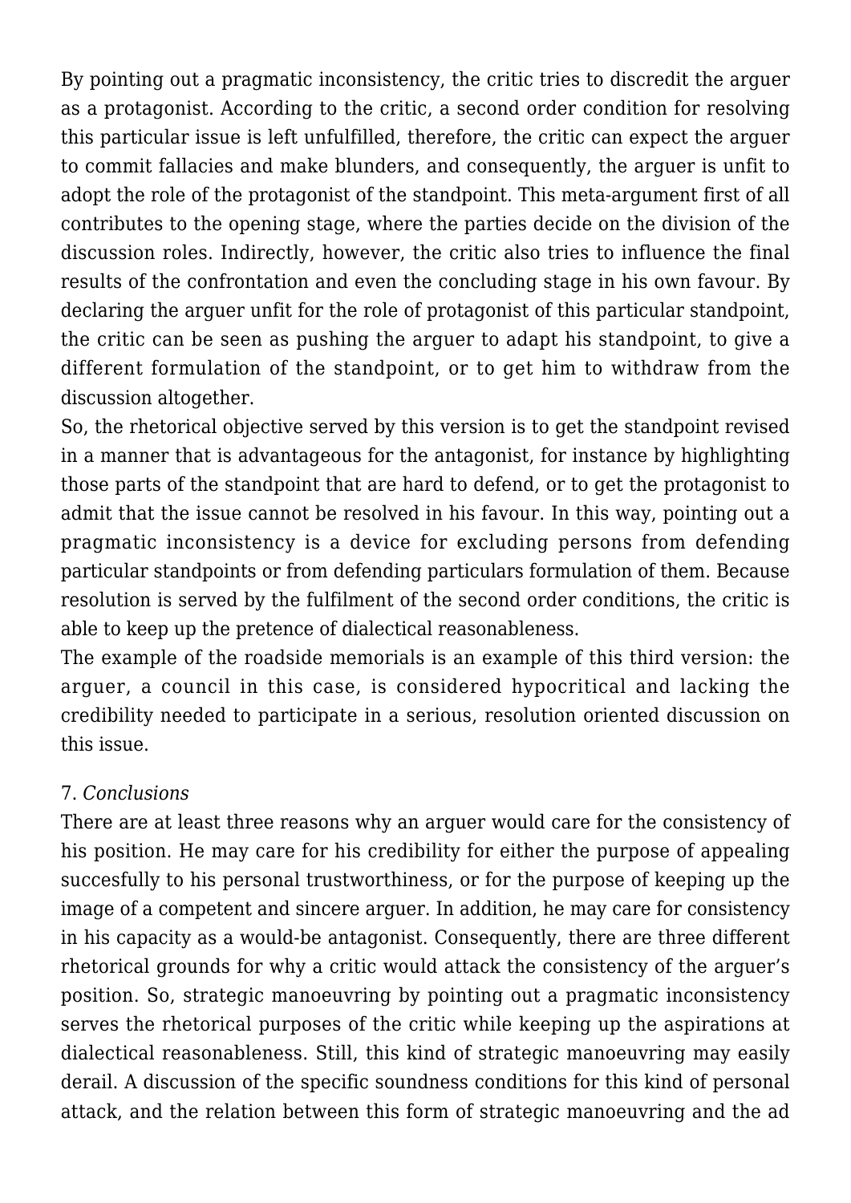By pointing out a pragmatic inconsistency, the critic tries to discredit the arguer as a protagonist. According to the critic, a second order condition for resolving this particular issue is left unfulfilled, therefore, the critic can expect the arguer to commit fallacies and make blunders, and consequently, the arguer is unfit to adopt the role of the protagonist of the standpoint. This meta-argument first of all contributes to the opening stage, where the parties decide on the division of the discussion roles. Indirectly, however, the critic also tries to influence the final results of the confrontation and even the concluding stage in his own favour. By declaring the arguer unfit for the role of protagonist of this particular standpoint, the critic can be seen as pushing the arguer to adapt his standpoint, to give a different formulation of the standpoint, or to get him to withdraw from the discussion altogether.

So, the rhetorical objective served by this version is to get the standpoint revised in a manner that is advantageous for the antagonist, for instance by highlighting those parts of the standpoint that are hard to defend, or to get the protagonist to admit that the issue cannot be resolved in his favour. In this way, pointing out a pragmatic inconsistency is a device for excluding persons from defending particular standpoints or from defending particulars formulation of them. Because resolution is served by the fulfilment of the second order conditions, the critic is able to keep up the pretence of dialectical reasonableness.

The example of the roadside memorials is an example of this third version: the arguer, a council in this case, is considered hypocritical and lacking the credibility needed to participate in a serious, resolution oriented discussion on this issue.

## 7. *Conclusions*

There are at least three reasons why an arguer would care for the consistency of his position. He may care for his credibility for either the purpose of appealing succesfully to his personal trustworthiness, or for the purpose of keeping up the image of a competent and sincere arguer. In addition, he may care for consistency in his capacity as a would-be antagonist. Consequently, there are three different rhetorical grounds for why a critic would attack the consistency of the arguer's position. So, strategic manoeuvring by pointing out a pragmatic inconsistency serves the rhetorical purposes of the critic while keeping up the aspirations at dialectical reasonableness. Still, this kind of strategic manoeuvring may easily derail. A discussion of the specific soundness conditions for this kind of personal attack, and the relation between this form of strategic manoeuvring and the ad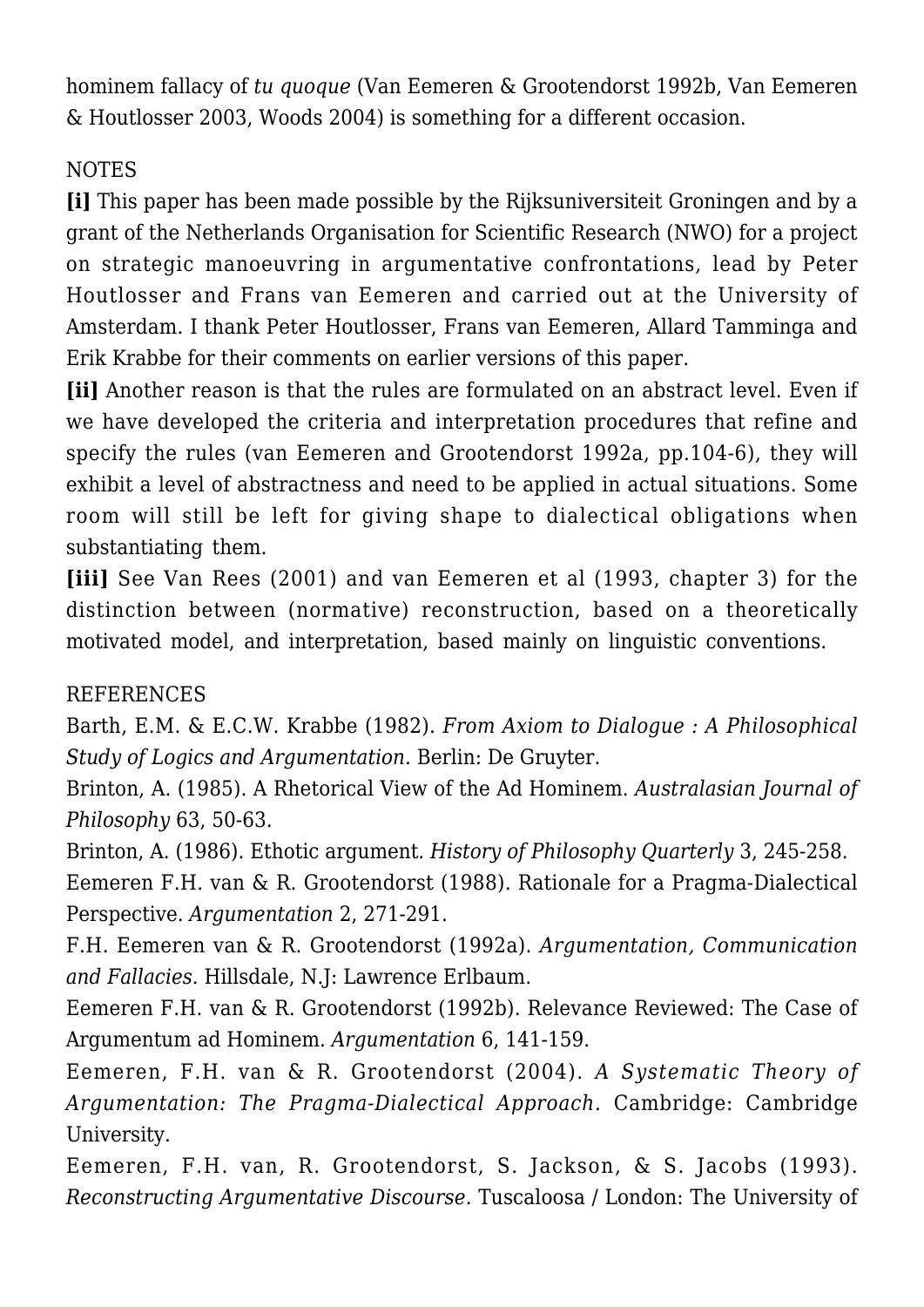hominem fallacy of *tu quoque* (Van Eemeren & Grootendorst 1992b, Van Eemeren & Houtlosser 2003, Woods 2004) is something for a different occasion.

NOTES

**[i]** This paper has been made possible by the Rijksuniversiteit Groningen and by a grant of the Netherlands Organisation for Scientific Research (NWO) for a project on strategic manoeuvring in argumentative confrontations, lead by Peter Houtlosser and Frans van Eemeren and carried out at the University of Amsterdam. I thank Peter Houtlosser, Frans van Eemeren, Allard Tamminga and Erik Krabbe for their comments on earlier versions of this paper.

**[ii]** Another reason is that the rules are formulated on an abstract level. Even if we have developed the criteria and interpretation procedures that refine and specify the rules (van Eemeren and Grootendorst 1992a, pp.104-6), they will exhibit a level of abstractness and need to be applied in actual situations. Some room will still be left for giving shape to dialectical obligations when substantiating them.

**[iii]** See Van Rees (2001) and van Eemeren et al (1993, chapter 3) for the distinction between (normative) reconstruction, based on a theoretically motivated model, and interpretation, based mainly on linguistic conventions.

REFERENCES

Barth, E.M. & E.C.W. Krabbe (1982). *From Axiom to Dialogue : A Philosophical Study of Logics and Argumentation.* Berlin: De Gruyter.

Brinton, A. (1985). A Rhetorical View of the Ad Hominem. *Australasian Journal of Philosophy* 63, 50-63.

Brinton, A. (1986). Ethotic argument. *History of Philosophy Quarterly* 3, 245-258.

Eemeren F.H. van & R. Grootendorst (1988). Rationale for a Pragma-Dialectical Perspective. *Argumentation* 2, 271-291.

F.H. Eemeren van & R. Grootendorst (1992a). *Argumentation, Communication and Fallacies.* Hillsdale, N.J: Lawrence Erlbaum.

Eemeren F.H. van & R. Grootendorst (1992b). Relevance Reviewed: The Case of Argumentum ad Hominem. *Argumentation* 6, 141-159.

Eemeren, F.H. van & R. Grootendorst (2004). *A Systematic Theory of Argumentation: The Pragma-Dialectical Approach.* Cambridge: Cambridge University.

Eemeren, F.H. van, R. Grootendorst, S. Jackson, & S. Jacobs (1993). *Reconstructing Argumentative Discourse.* Tuscaloosa / London: The University of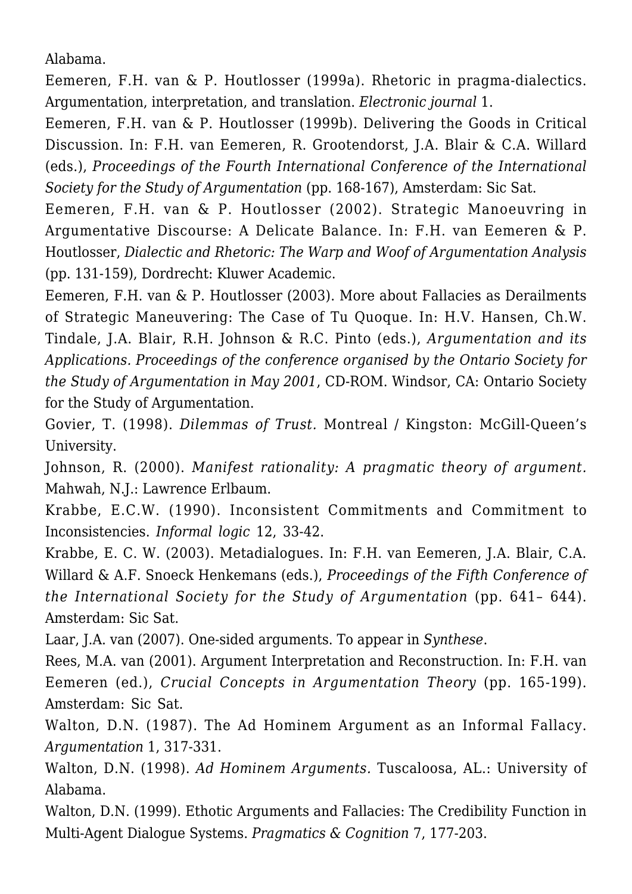Alabama.

Eemeren, F.H. van & P. Houtlosser (1999a). Rhetoric in pragma-dialectics. Argumentation, interpretation, and translation. *Electronic journal* 1.

Eemeren, F.H. van & P. Houtlosser (1999b). Delivering the Goods in Critical Discussion. In: F.H. van Eemeren, R. Grootendorst, J.A. Blair & C.A. Willard (eds.), *Proceedings of the Fourth International Conference of the International Society for the Study of Argumentation* (pp. 168-167), Amsterdam: Sic Sat.

Eemeren, F.H. van & P. Houtlosser (2002). Strategic Manoeuvring in Argumentative Discourse: A Delicate Balance. In: F.H. van Eemeren & P. Houtlosser, *Dialectic and Rhetoric: The Warp and Woof of Argumentation Analysis* (pp. 131-159), Dordrecht: Kluwer Academic.

Eemeren, F.H. van & P. Houtlosser (2003). More about Fallacies as Derailments of Strategic Maneuvering: The Case of Tu Quoque. In: H.V. Hansen, Ch.W. Tindale, J.A. Blair, R.H. Johnson & R.C. Pinto (eds.), *Argumentation and its Applications. Proceedings of the conference organised by the Ontario Society for the Study of Argumentation in May 2001*, CD-ROM. Windsor, CA: Ontario Society for the Study of Argumentation.

Govier, T. (1998). *Dilemmas of Trust.* Montreal / Kingston: McGill-Queen's University.

Johnson, R. (2000). *Manifest rationality: A pragmatic theory of argument.* Mahwah, N.J.: Lawrence Erlbaum.

Krabbe, E.C.W. (1990). Inconsistent Commitments and Commitment to Inconsistencies. *Informal logic* 12, 33-42.

Krabbe, E. C. W. (2003). Metadialogues. In: F.H. van Eemeren, J.A. Blair, C.A. Willard & A.F. Snoeck Henkemans (eds.), *Proceedings of the Fifth Conference of the International Society for the Study of Argumentation* (pp. 641– 644). Amsterdam: Sic Sat.

Laar, J.A. van (2007). One-sided arguments. To appear in *Synthese*.

Rees, M.A. van (2001). Argument Interpretation and Reconstruction. In: F.H. van Eemeren (ed.), *Crucial Concepts in Argumentation Theory* (pp. 165-199). Amsterdam: Sic Sat.

Walton, D.N. (1987). The Ad Hominem Argument as an Informal Fallacy. *Argumentation* 1, 317-331.

Walton, D.N. (1998). *Ad Hominem Arguments.* Tuscaloosa, AL.: University of Alabama.

Walton, D.N. (1999). Ethotic Arguments and Fallacies: The Credibility Function in Multi-Agent Dialogue Systems. *Pragmatics & Cognition* 7, 177-203.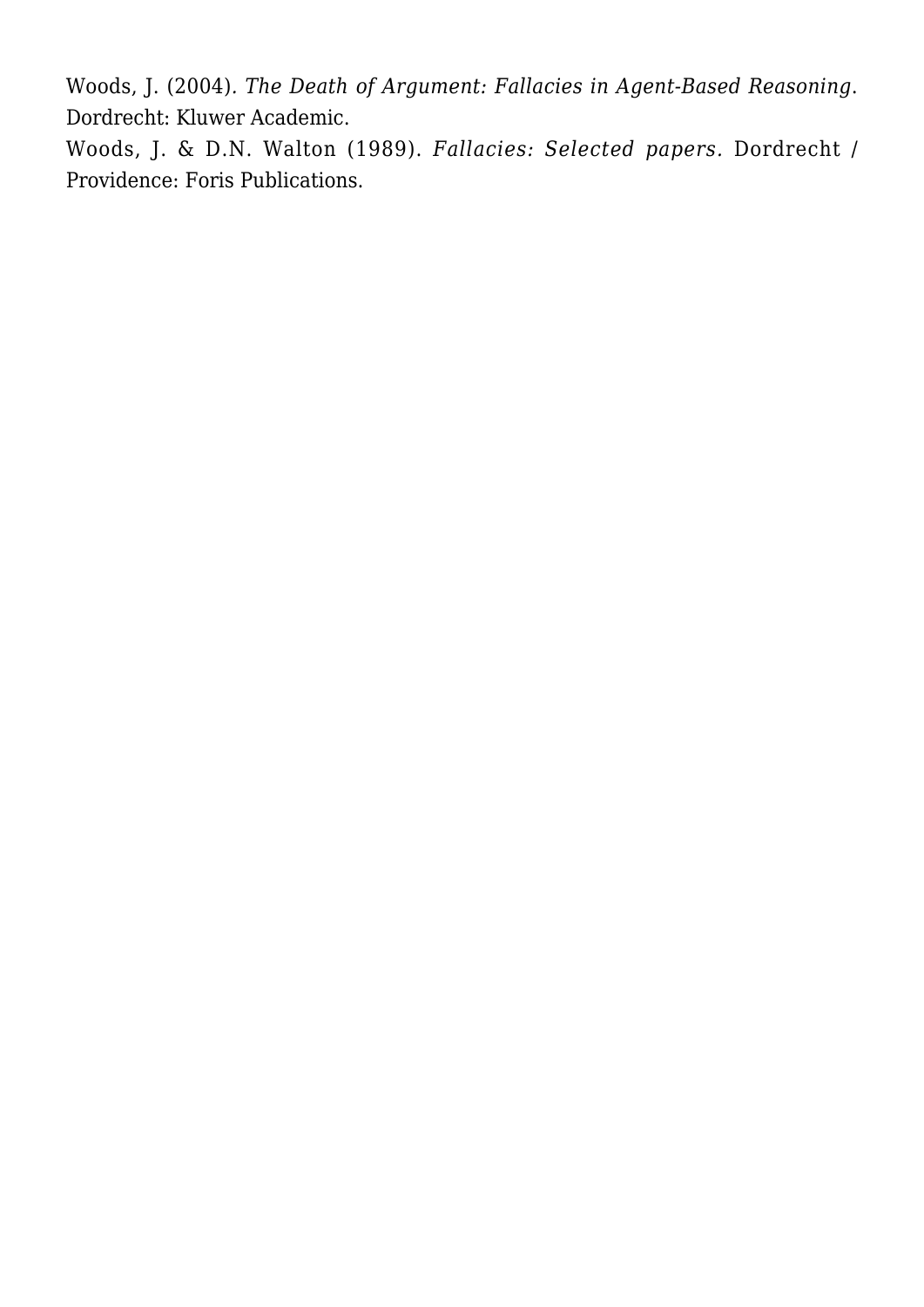Woods, J. (2004). *The Death of Argument: Fallacies in Agent-Based Reasoning*. Dordrecht: Kluwer Academic.

Woods, J. & D.N. Walton (1989). *Fallacies: Selected papers.* Dordrecht / Providence: Foris Publications.